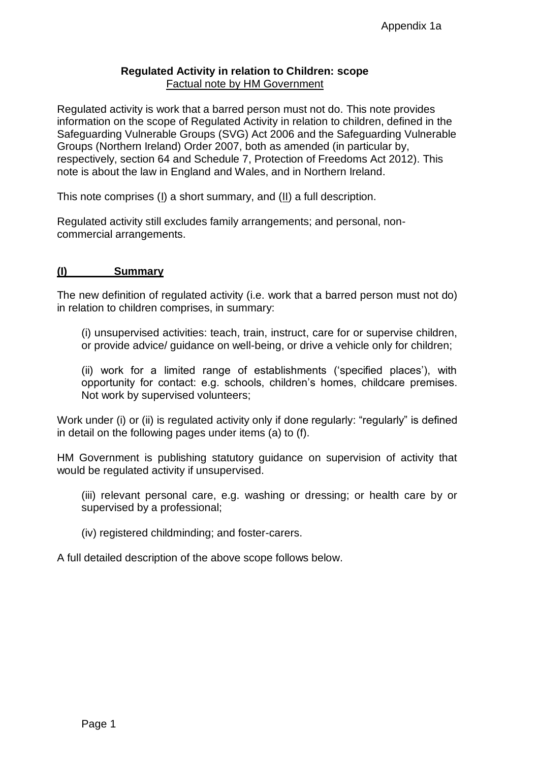Appendix 1a

## Regulated Activity in relation to Children: scope

Factual note by HM Government

Regulated activity is work that a barred person must not do. This note provides information on the scope of Regulated Activity in relation to children, defined in the Safeguarding Vulnerable Groups (SVG) Act 2006 and the Safeguarding Vulnerable Groups (Northern Ireland) Order 2007, both as amended (in particular by, respectively, section 64 and Schedule 7, Protection of Freedoms Act 2012). This note is about the law in England and Wales, and in Northern Ireland.

This note comprises (I) a short summary, and (II) a full description.

Regulated activity still excludes family arrangements; and personal, non-commercial arrangements.

### (I) Summary

The new definition of regulated activity (i.e. work that a barred person must not do) in relation to children comprises, in summary:

(i) unsupervised activities: teach, train, instruct, care for or supervise children, or provide advice/ guidance on well-being, or drive a vehicle only for children;

(ii) work for a limited range of establishments ('specified places'), with opportunity for contact: e.g. schools, children's homes, childcare premises. Not work by supervised volunteers;

Work under (i) or (ii) is regulated activity only if done regularly: "regularly" is defined in detail on the following pages under items (a) to (f).

HM Government is publishing statutory guidance on supervision of activity that would be regulated activity if unsupervised.

(iii) relevant personal care, e.g. washing or dressing; or health care by or supervised by a professional;

(iv) registered childminding; and foster-carers.

A full detailed description of the above scope follows below.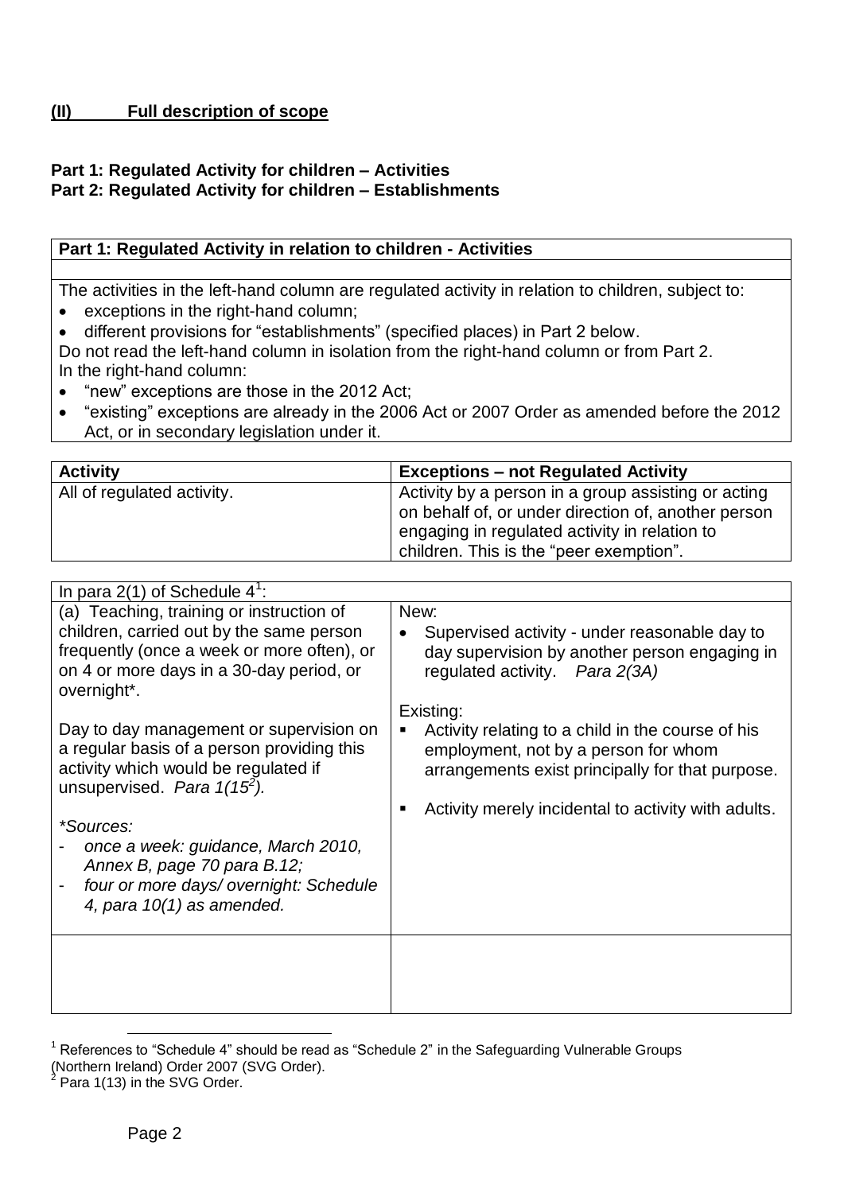## (II) Full description of scope

**Part 1: Regulated Activity for children – Activities**
**Part 2: Regulated Activity for children – Establishments**

| **Part 1: Regulated Activity in relation to children - Activities** |
|---|
| The activities in the left-hand column are regulated activity in relation to children, subject to:<br>• exceptions in the right-hand column;<br>• different provisions for "establishments" (specified places) in Part 2 below.<br>Do not read the left-hand column in isolation from the right-hand column or from Part 2.<br>In the right-hand column:<br>• "new" exceptions are those in the 2012 Act;<br>• "existing" exceptions are already in the 2006 Act or 2007 Order as amended before the 2012 Act, or in secondary legislation under it. |

| **Activity** | **Exceptions – not Regulated Activity** |
|---|---|
| All of regulated activity. | Activity by a person in a group assisting or acting on behalf of, or under direction of, another person engaging in regulated activity in relation to children. This is the "peer exemption". |

| In para 2(1) of Schedule 4[1]: | |
|---|---|
| (a) Teaching, training or instruction of children, carried out by the same person frequently (once a week or more often), or on 4 or more days in a 30-day period, or overnight*.<br><br>Day to day management or supervision on a regular basis of a person providing this activity which would be regulated if unsupervised. *Para 1(15[2]).*<br><br>*\*Sources:*<br>- *once a week: guidance, March 2010, Annex B, page 70 para B.12;*<br>- *four or more days/ overnight: Schedule 4, para 10(1) as amended.* | New:<br>• Supervised activity - under reasonable day to day supervision by another person engaging in regulated activity. *Para 2(3A)*<br><br>Existing:<br>▪ Activity relating to a child in the course of his employment, not by a person for whom arrangements exist principally for that purpose.<br>▪ Activity merely incidental to activity with adults. |
| | |

[1] References to "Schedule 4" should be read as "Schedule 2" in the Safeguarding Vulnerable Groups (Northern Ireland) Order 2007 (SVG Order).
[2] Para 1(13) in the SVG Order.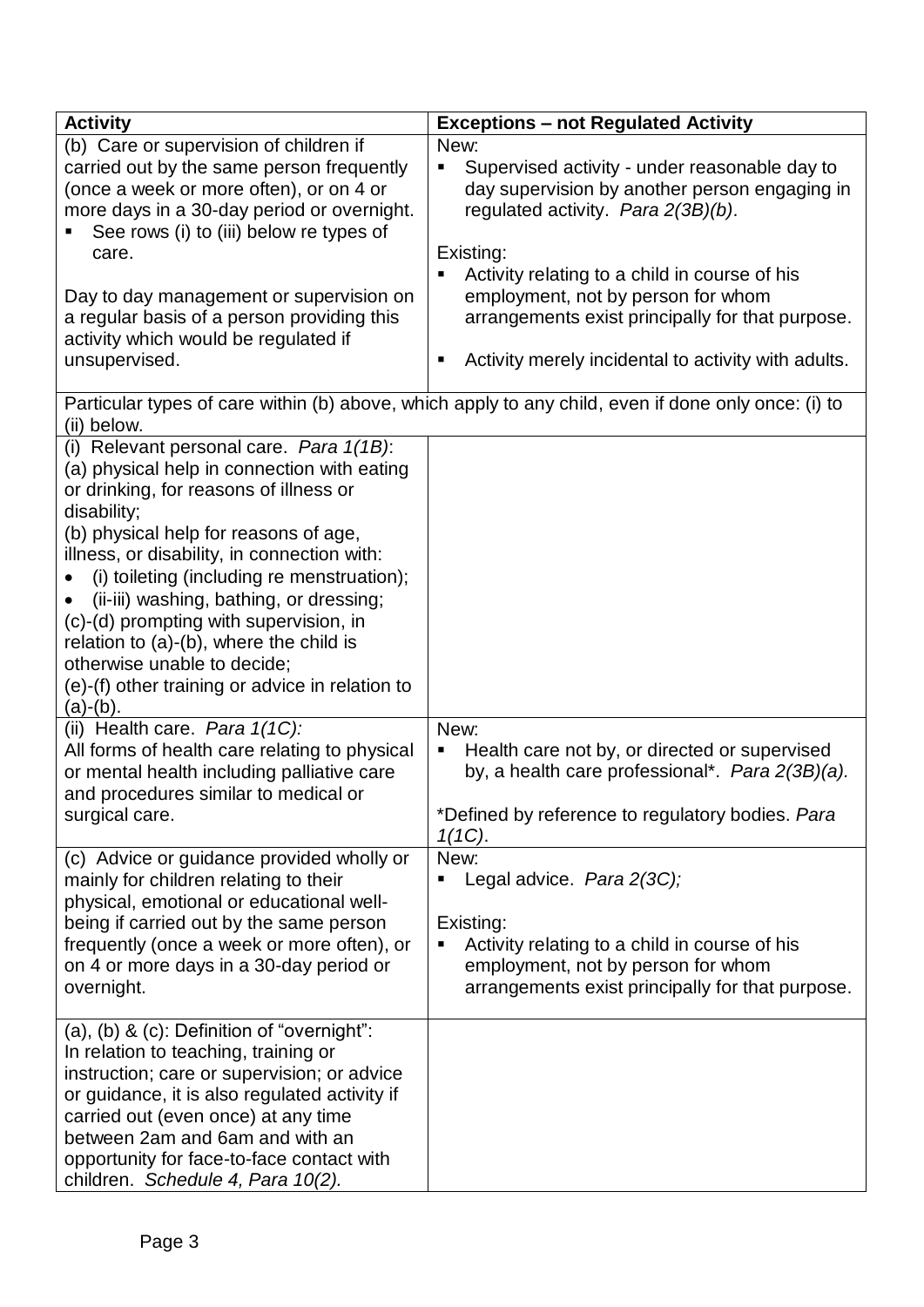| Activity | Exceptions – not Regulated Activity |
|---|---|
| (b) Care or supervision of children if carried out by the same person frequently (once a week or more often), or on 4 or more days in a 30-day period or overnight.<br>▪ See rows (i) to (iii) below re types of care.<br><br>Day to day management or supervision on a regular basis of a person providing this activity which would be regulated if unsupervised. | New:<br>▪ Supervised activity - under reasonable day to day supervision by another person engaging in regulated activity. *Para 2(3B)(b)*.<br><br>Existing:<br>▪ Activity relating to a child in course of his employment, not by person for whom arrangements exist principally for that purpose.<br><br>▪ Activity merely incidental to activity with adults. |
| Particular types of care within (b) above, which apply to any child, even if done only once: (i) to (ii) below. | |
| (i) Relevant personal care. *Para 1(1B)*:<br>(a) physical help in connection with eating or drinking, for reasons of illness or disability;<br>(b) physical help for reasons of age, illness, or disability, in connection with:<br>• (i) toileting (including re menstruation);<br>• (ii-iii) washing, bathing, or dressing;<br>(c)-(d) prompting with supervision, in relation to (a)-(b), where the child is otherwise unable to decide;<br>(e)-(f) other training or advice in relation to (a)-(b). | |
| (ii) Health care. *Para 1(1C):*<br>All forms of health care relating to physical or mental health including palliative care and procedures similar to medical or surgical care. | New:<br>▪ Health care not by, or directed or supervised by, a health care professional*. *Para 2(3B)(a).*<br><br>*Defined by reference to regulatory bodies. *Para 1(1C)*. |
| (c) Advice or guidance provided wholly or mainly for children relating to their physical, emotional or educational well-being if carried out by the same person frequently (once a week or more often), or on 4 or more days in a 30-day period or overnight. | New:<br>▪ Legal advice. *Para 2(3C);*<br><br>Existing:<br>▪ Activity relating to a child in course of his employment, not by person for whom arrangements exist principally for that purpose. |
| (a), (b) & (c): Definition of "overnight":<br>In relation to teaching, training or instruction; care or supervision; or advice or guidance, it is also regulated activity if carried out (even once) at any time between 2am and 6am and with an opportunity for face-to-face contact with children. *Schedule 4, Para 10(2).* | |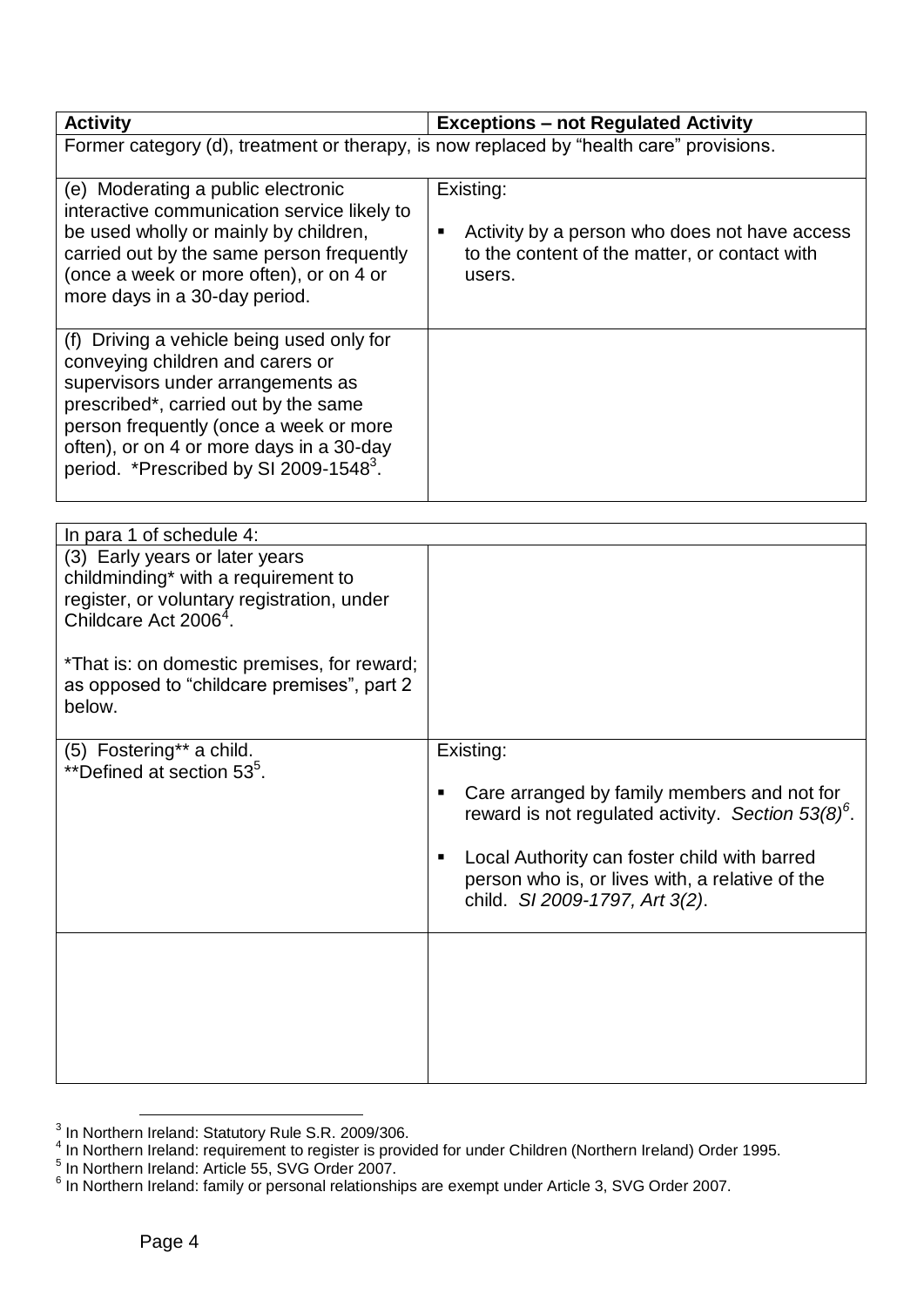| Activity | Exceptions – not Regulated Activity |
|---|---|
| Former category (d), treatment or therapy, is now replaced by “health care” provisions. | |
| (e) Moderating a public electronic interactive communication service likely to be used wholly or mainly by children, carried out by the same person frequently (once a week or more often), or on 4 or more days in a 30-day period. | Existing:<br><br>▪ Activity by a person who does not have access to the content of the matter, or contact with users. |
| (f) Driving a vehicle being used only for conveying children and carers or supervisors under arrangements as prescribed*, carried out by the same person frequently (once a week or more often), or on 4 or more days in a 30-day period. *Prescribed by SI 2009-1548[3]. | |

| | |
|---|---|
| In para 1 of schedule 4: | |
| (3) Early years or later years childminding* with a requirement to register, or voluntary registration, under Childcare Act 2006[4].<br><br>*That is: on domestic premises, for reward; as opposed to “childcare premises”, part 2 below. | |
| (5) Fostering** a child.<br>**Defined at section 53[5]. | Existing:<br><br>▪ Care arranged by family members and not for reward is not regulated activity. *Section 53(8)*[6].<br><br>▪ Local Authority can foster child with barred person who is, or lives with, a relative of the child. *SI 2009-1797, Art 3(2)*. |
| | |

[3] In Northern Ireland: Statutory Rule S.R. 2009/306.
[4] In Northern Ireland: requirement to register is provided for under Children (Northern Ireland) Order 1995.
[5] In Northern Ireland: Article 55, SVG Order 2007.
[6] In Northern Ireland: family or personal relationships are exempt under Article 3, SVG Order 2007.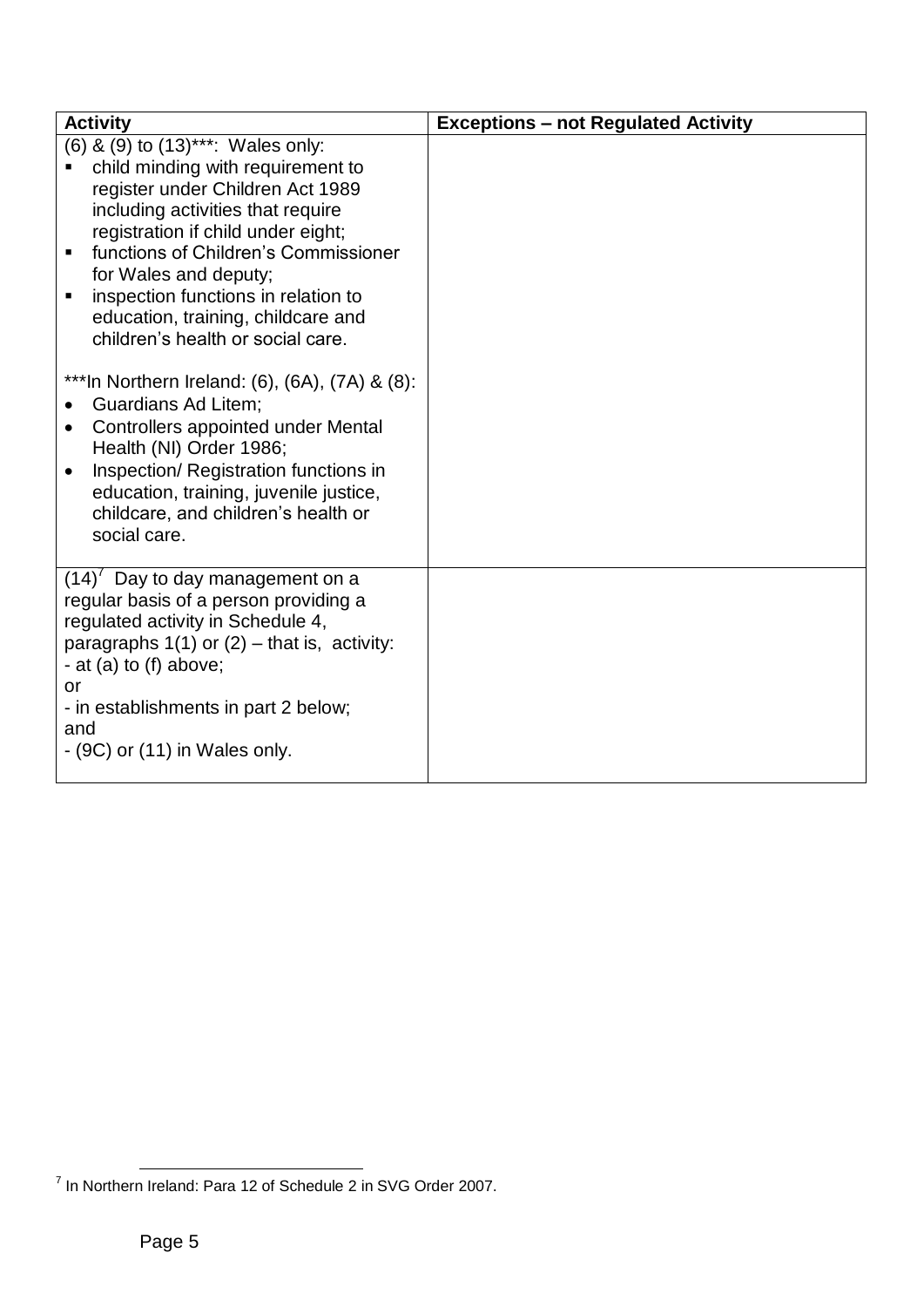| Activity | Exceptions – not Regulated Activity |
| --- | --- |
| (6) & (9) to (13)***: Wales only:<br>▪ child minding with requirement to register under Children Act 1989 including activities that require registration if child under eight;<br>▪ functions of Children's Commissioner for Wales and deputy;<br>▪ inspection functions in relation to education, training, childcare and children's health or social care.<br><br>***In Northern Ireland: (6), (6A), (7A) & (8):<br>• Guardians Ad Litem;<br>• Controllers appointed under Mental Health (NI) Order 1986;<br>• Inspection/ Registration functions in education, training, juvenile justice, childcare, and children's health or social care. | |
| (14)[7] Day to day management on a regular basis of a person providing a regulated activity in Schedule 4, paragraphs 1(1) or (2) – that is, activity:<br>- at (a) to (f) above;<br>or<br>- in establishments in part 2 below;<br>and<br>- (9C) or (11) in Wales only. | |

[7] In Northern Ireland: Para 12 of Schedule 2 in SVG Order 2007.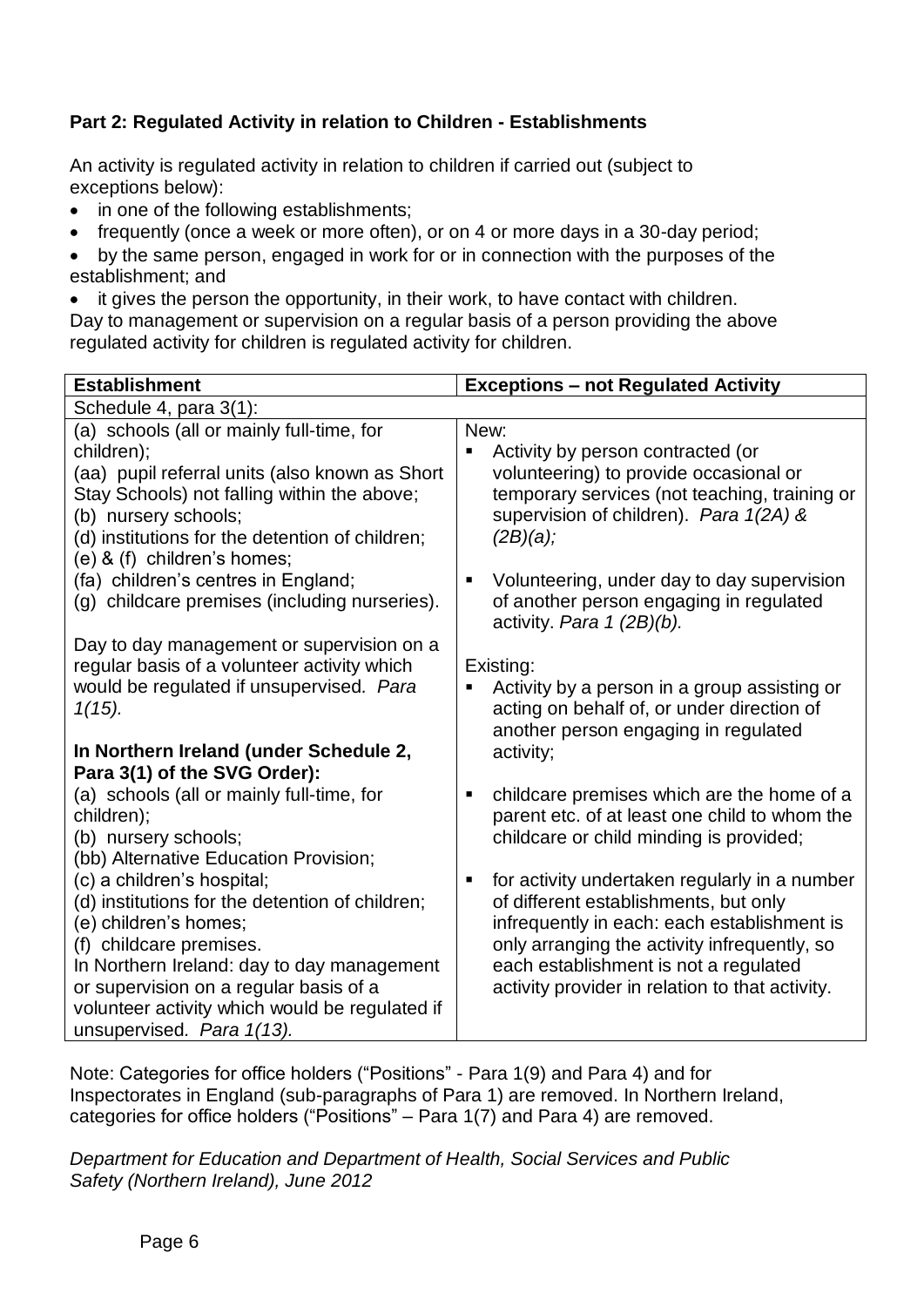**Part 2: Regulated Activity in relation to Children - Establishments**

An activity is regulated activity in relation to children if carried out (subject to exceptions below):

- in one of the following establishments;
- frequently (once a week or more often), or on 4 or more days in a 30-day period;
- by the same person, engaged in work for or in connection with the purposes of the establishment; and
- it gives the person the opportunity, in their work, to have contact with children.

Day to management or supervision on a regular basis of a person providing the above regulated activity for children is regulated activity for children.

| **Establishment** | **Exceptions – not Regulated Activity** |
|---|---|
| Schedule 4, para 3(1): | |
| (a) schools (all or mainly full-time, for children);<br>(aa) pupil referral units (also known as Short Stay Schools) not falling within the above;<br>(b) nursery schools;<br>(d) institutions for the detention of children;<br>(e) & (f) children's homes;<br>(fa) children's centres in England;<br>(g) childcare premises (including nurseries).<br><br>Day to day management or supervision on a regular basis of a volunteer activity which would be regulated if unsupervised. *Para 1(15).*<br><br>**In Northern Ireland (under Schedule 2, Para 3(1) of the SVG Order):**<br>(a) schools (all or mainly full-time, for children);<br>(b) nursery schools;<br>(bb) Alternative Education Provision;<br>(c) a children's hospital;<br>(d) institutions for the detention of children;<br>(e) children's homes;<br>(f) childcare premises.<br>In Northern Ireland: day to day management or supervision on a regular basis of a volunteer activity which would be regulated if unsupervised. *Para 1(13).* | New:<br>▪ Activity by person contracted (or volunteering) to provide occasional or temporary services (not teaching, training or supervision of children). *Para 1(2A) & (2B)(a);*<br>▪ Volunteering, under day to day supervision of another person engaging in regulated activity. *Para 1 (2B)(b).*<br><br>Existing:<br>▪ Activity by a person in a group assisting or acting on behalf of, or under direction of another person engaging in regulated activity;<br>▪ childcare premises which are the home of a parent etc. of at least one child to whom the childcare or child minding is provided;<br>▪ for activity undertaken regularly in a number of different establishments, but only infrequently in each: each establishment is only arranging the activity infrequently, so each establishment is not a regulated activity provider in relation to that activity. |

Note: Categories for office holders ("Positions" - Para 1(9) and Para 4) and for Inspectorates in England (sub-paragraphs of Para 1) are removed. In Northern Ireland, categories for office holders ("Positions" – Para 1(7) and Para 4) are removed.

*Department for Education and Department of Health, Social Services and Public Safety (Northern Ireland), June 2012*